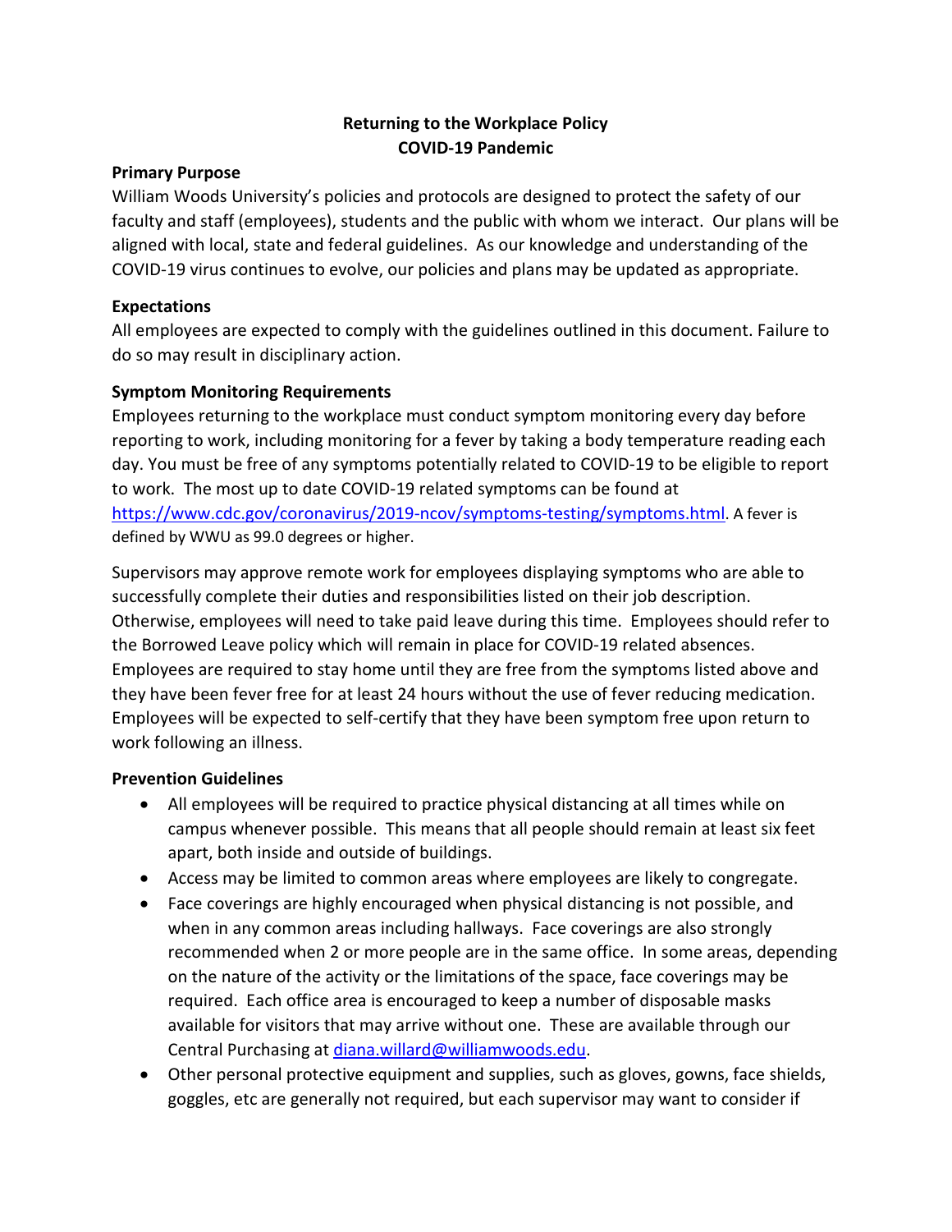# Returning to the Workplace Policy
# COVID-19 Pandemic

**Primary Purpose**

William Woods University's policies and protocols are designed to protect the safety of our faculty and staff (employees), students and the public with whom we interact. Our plans will be aligned with local, state and federal guidelines. As our knowledge and understanding of the COVID-19 virus continues to evolve, our policies and plans may be updated as appropriate.

**Expectations**

All employees are expected to comply with the guidelines outlined in this document. Failure to do so may result in disciplinary action.

**Symptom Monitoring Requirements**

Employees returning to the workplace must conduct symptom monitoring every day before reporting to work, including monitoring for a fever by taking a body temperature reading each day. You must be free of any symptoms potentially related to COVID-19 to be eligible to report to work. The most up to date COVID-19 related symptoms can be found at https://www.cdc.gov/coronavirus/2019-ncov/symptoms-testing/symptoms.html. A fever is defined by WWU as 99.0 degrees or higher.

Supervisors may approve remote work for employees displaying symptoms who are able to successfully complete their duties and responsibilities listed on their job description. Otherwise, employees will need to take paid leave during this time. Employees should refer to the Borrowed Leave policy which will remain in place for COVID-19 related absences. Employees are required to stay home until they are free from the symptoms listed above and they have been fever free for at least 24 hours without the use of fever reducing medication. Employees will be expected to self-certify that they have been symptom free upon return to work following an illness.

**Prevention Guidelines**

- All employees will be required to practice physical distancing at all times while on campus whenever possible. This means that all people should remain at least six feet apart, both inside and outside of buildings.
- Access may be limited to common areas where employees are likely to congregate.
- Face coverings are highly encouraged when physical distancing is not possible, and when in any common areas including hallways. Face coverings are also strongly recommended when 2 or more people are in the same office. In some areas, depending on the nature of the activity or the limitations of the space, face coverings may be required. Each office area is encouraged to keep a number of disposable masks available for visitors that may arrive without one. These are available through our Central Purchasing at diana.willard@williamwoods.edu.
- Other personal protective equipment and supplies, such as gloves, gowns, face shields, goggles, etc are generally not required, but each supervisor may want to consider if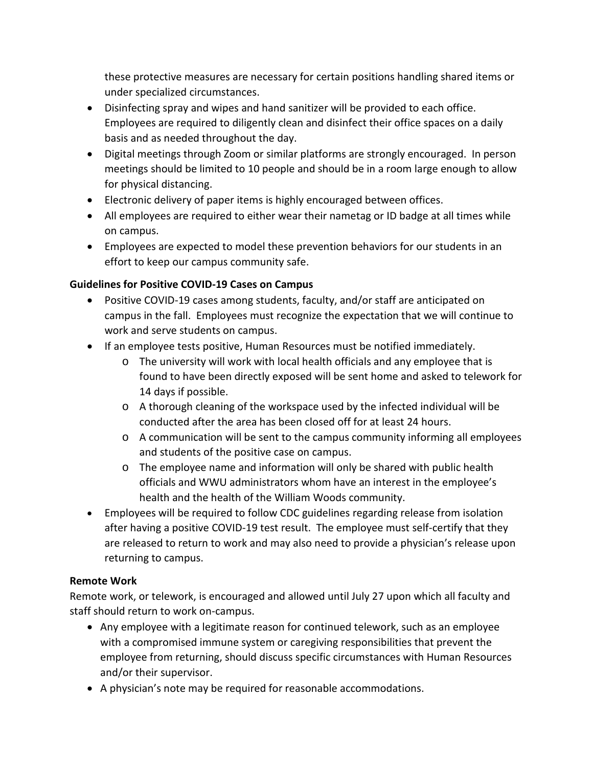these protective measures are necessary for certain positions handling shared items or under specialized circumstances.

- Disinfecting spray and wipes and hand sanitizer will be provided to each office. Employees are required to diligently clean and disinfect their office spaces on a daily basis and as needed throughout the day.
- Digital meetings through Zoom or similar platforms are strongly encouraged. In person meetings should be limited to 10 people and should be in a room large enough to allow for physical distancing.
- Electronic delivery of paper items is highly encouraged between offices.
- All employees are required to either wear their nametag or ID badge at all times while on campus.
- Employees are expected to model these prevention behaviors for our students in an effort to keep our campus community safe.

**Guidelines for Positive COVID-19 Cases on Campus**

- Positive COVID-19 cases among students, faculty, and/or staff are anticipated on campus in the fall. Employees must recognize the expectation that we will continue to work and serve students on campus.
- If an employee tests positive, Human Resources must be notified immediately.
  - The university will work with local health officials and any employee that is found to have been directly exposed will be sent home and asked to telework for 14 days if possible.
  - A thorough cleaning of the workspace used by the infected individual will be conducted after the area has been closed off for at least 24 hours.
  - A communication will be sent to the campus community informing all employees and students of the positive case on campus.
  - The employee name and information will only be shared with public health officials and WWU administrators whom have an interest in the employee's health and the health of the William Woods community.
- Employees will be required to follow CDC guidelines regarding release from isolation after having a positive COVID-19 test result. The employee must self-certify that they are released to return to work and may also need to provide a physician's release upon returning to campus.

**Remote Work**

Remote work, or telework, is encouraged and allowed until July 27 upon which all faculty and staff should return to work on-campus.

- Any employee with a legitimate reason for continued telework, such as an employee with a compromised immune system or caregiving responsibilities that prevent the employee from returning, should discuss specific circumstances with Human Resources and/or their supervisor.
- A physician's note may be required for reasonable accommodations.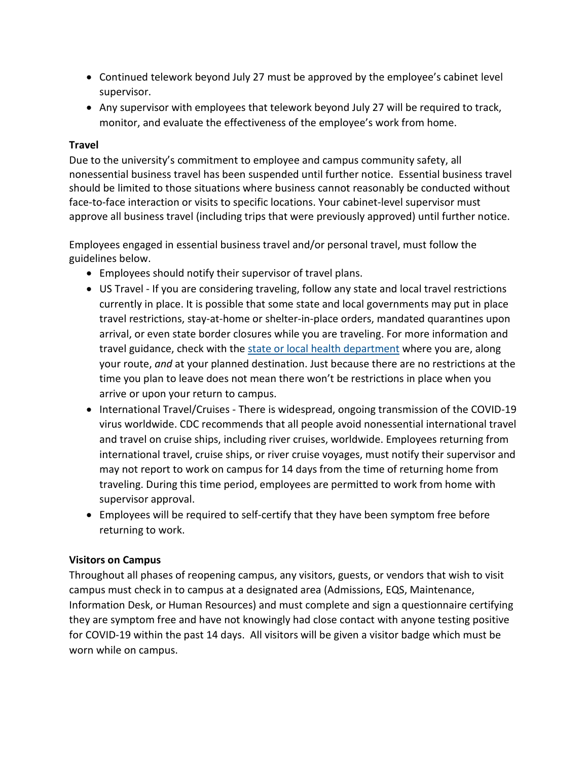- Continued telework beyond July 27 must be approved by the employee's cabinet level supervisor.
- Any supervisor with employees that telework beyond July 27 will be required to track, monitor, and evaluate the effectiveness of the employee's work from home.

**Travel**

Due to the university's commitment to employee and campus community safety, all nonessential business travel has been suspended until further notice. Essential business travel should be limited to those situations where business cannot reasonably be conducted without face-to-face interaction or visits to specific locations. Your cabinet-level supervisor must approve all business travel (including trips that were previously approved) until further notice.

Employees engaged in essential business travel and/or personal travel, must follow the guidelines below.

- Employees should notify their supervisor of travel plans.
- US Travel - If you are considering traveling, follow any state and local travel restrictions currently in place. It is possible that some state and local governments may put in place travel restrictions, stay-at-home or shelter-in-place orders, mandated quarantines upon arrival, or even state border closures while you are traveling. For more information and travel guidance, check with the state or local health department where you are, along your route, *and* at your planned destination. Just because there are no restrictions at the time you plan to leave does not mean there won't be restrictions in place when you arrive or upon your return to campus.
- International Travel/Cruises - There is widespread, ongoing transmission of the COVID-19 virus worldwide. CDC recommends that all people avoid nonessential international travel and travel on cruise ships, including river cruises, worldwide. Employees returning from international travel, cruise ships, or river cruise voyages, must notify their supervisor and may not report to work on campus for 14 days from the time of returning home from traveling. During this time period, employees are permitted to work from home with supervisor approval.
- Employees will be required to self-certify that they have been symptom free before returning to work.

**Visitors on Campus**

Throughout all phases of reopening campus, any visitors, guests, or vendors that wish to visit campus must check in to campus at a designated area (Admissions, EQS, Maintenance, Information Desk, or Human Resources) and must complete and sign a questionnaire certifying they are symptom free and have not knowingly had close contact with anyone testing positive for COVID-19 within the past 14 days. All visitors will be given a visitor badge which must be worn while on campus.